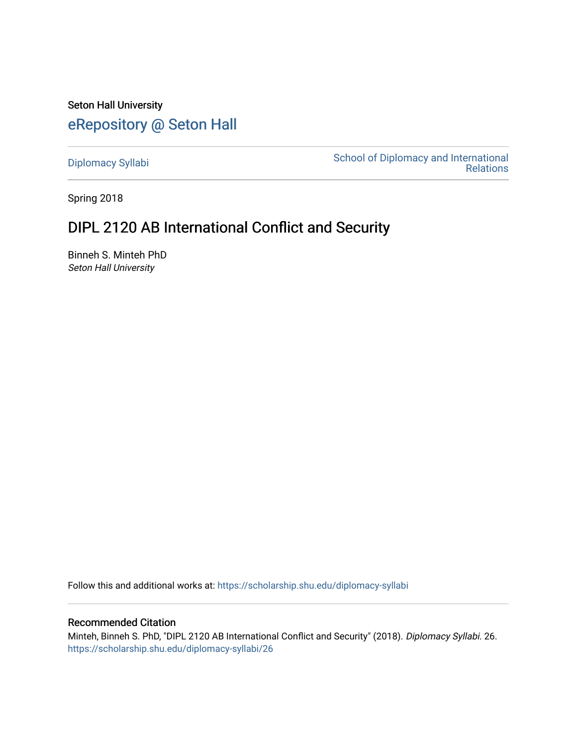Seton Hall University

# eRepository @ Seton Hall

Diplomacy Syllabi | School of Diplomacy and International Relations

Spring 2018

## DIPL 2120 AB International Conflict and Security

Binneh S. Minteh PhD
*Seton Hall University*

Follow this and additional works at: https://scholarship.shu.edu/diplomacy-syllabi

### Recommended Citation

Minteh, Binneh S. PhD, "DIPL 2120 AB International Conflict and Security" (2018). *Diplomacy Syllabi*. 26.
https://scholarship.shu.edu/diplomacy-syllabi/26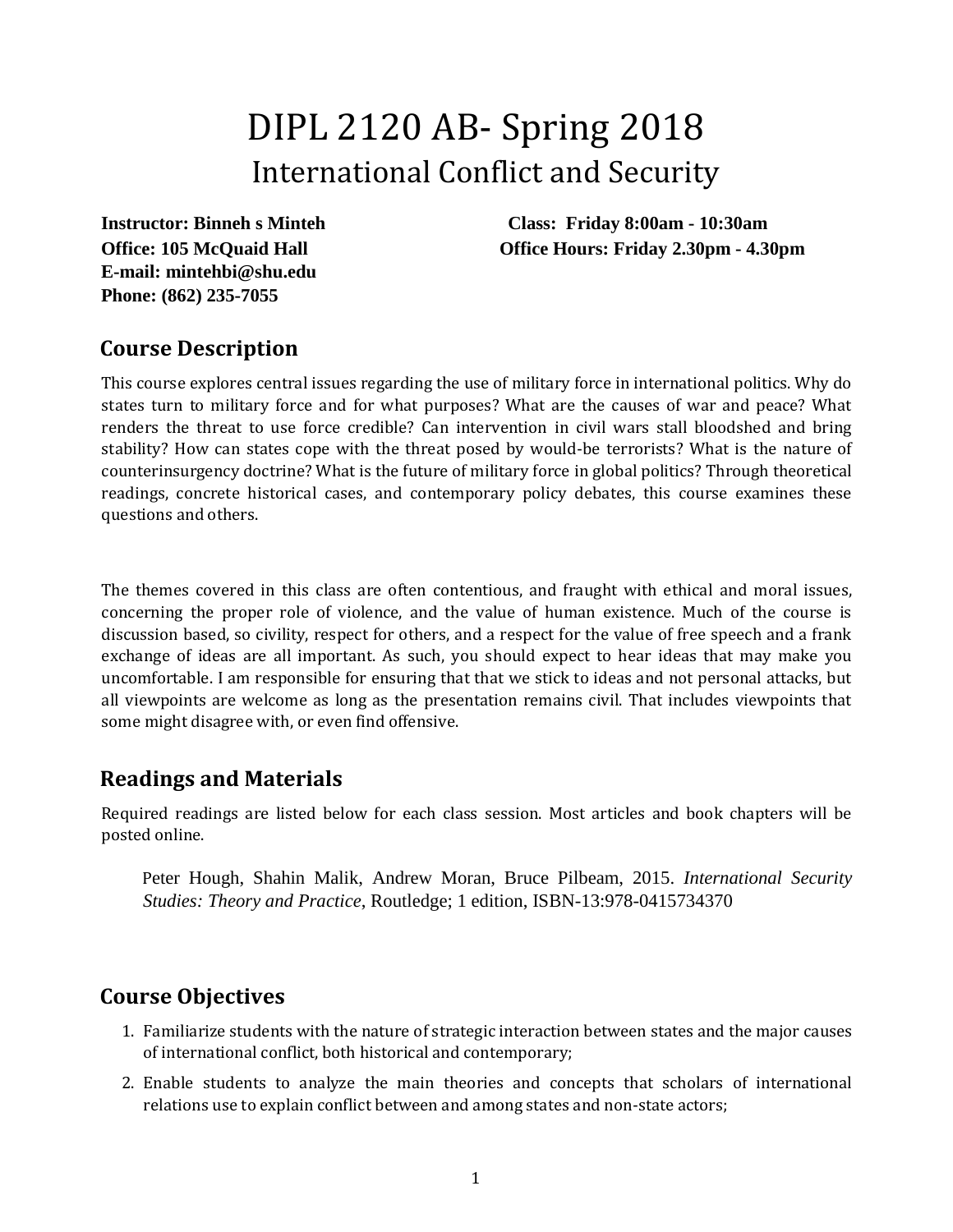# DIPL 2120 AB- Spring 2018

## International Conflict and Security

**Instructor: Binneh s Minteh**
**Office: 105 McQuaid Hall**
**E-mail: mintehbi@shu.edu**
**Phone: (862) 235-7055**

**Class: Friday 8:00am - 10:30am**
**Office Hours: Friday 2.30pm - 4.30pm**

## Course Description

This course explores central issues regarding the use of military force in international politics. Why do states turn to military force and for what purposes? What are the causes of war and peace? What renders the threat to use force credible? Can intervention in civil wars stall bloodshed and bring stability? How can states cope with the threat posed by would-be terrorists? What is the nature of counterinsurgency doctrine? What is the future of military force in global politics? Through theoretical readings, concrete historical cases, and contemporary policy debates, this course examines these questions and others.

The themes covered in this class are often contentious, and fraught with ethical and moral issues, concerning the proper role of violence, and the value of human existence. Much of the course is discussion based, so civility, respect for others, and a respect for the value of free speech and a frank exchange of ideas are all important. As such, you should expect to hear ideas that may make you uncomfortable. I am responsible for ensuring that that we stick to ideas and not personal attacks, but all viewpoints are welcome as long as the presentation remains civil. That includes viewpoints that some might disagree with, or even find offensive.

## Readings and Materials

Required readings are listed below for each class session. Most articles and book chapters will be posted online.

> Peter Hough, Shahin Malik, Andrew Moran, Bruce Pilbeam, 2015. *International Security Studies: Theory and Practice*, Routledge; 1 edition, ISBN-13:978-0415734370

## Course Objectives

1. Familiarize students with the nature of strategic interaction between states and the major causes of international conflict, both historical and contemporary;
2. Enable students to analyze the main theories and concepts that scholars of international relations use to explain conflict between and among states and non-state actors;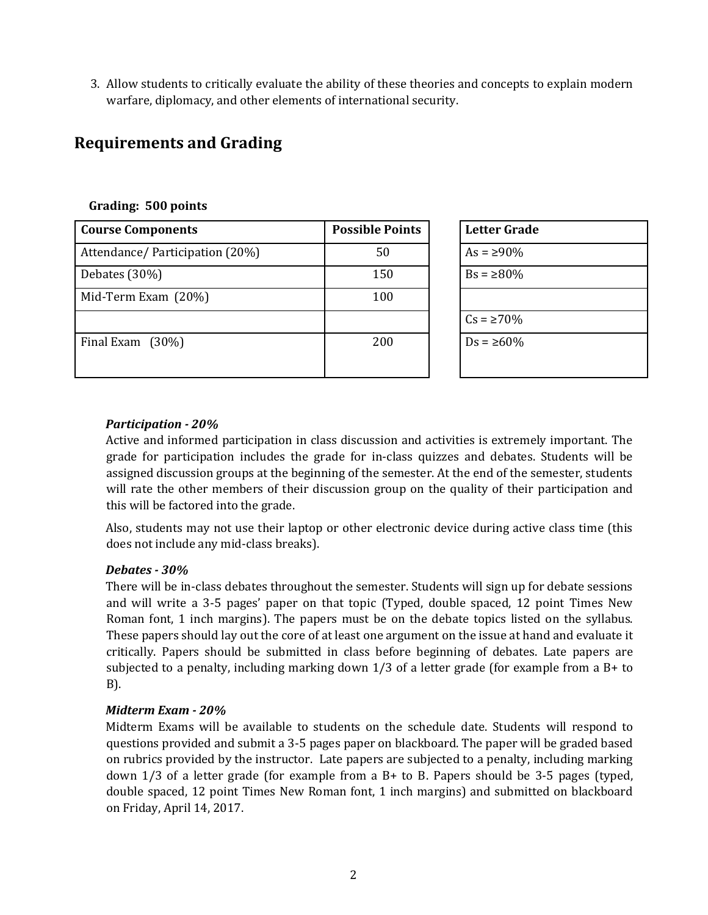3. Allow students to critically evaluate the ability of these theories and concepts to explain modern warfare, diplomacy, and other elements of international security.

## Requirements and Grading

**Grading: 500 points**

| Course Components | Possible Points |
| --- | --- |
| Attendance/ Participation (20%) | 50 |
| Debates (30%) | 150 |
| Mid-Term Exam (20%) | 100 |
| | |
| Final Exam (30%) | 200 |

| Letter Grade |
| --- |
| As = ≥90% |
| Bs = ≥80% |
| |
| Cs = ≥70% |
| Ds = ≥60% |

***Participation - 20%***

Active and informed participation in class discussion and activities is extremely important. The grade for participation includes the grade for in-class quizzes and debates. Students will be assigned discussion groups at the beginning of the semester. At the end of the semester, students will rate the other members of their discussion group on the quality of their participation and this will be factored into the grade.

Also, students may not use their laptop or other electronic device during active class time (this does not include any mid-class breaks).

***Debates - 30%***

There will be in-class debates throughout the semester. Students will sign up for debate sessions and will write a 3-5 pages' paper on that topic (Typed, double spaced, 12 point Times New Roman font, 1 inch margins). The papers must be on the debate topics listed on the syllabus. These papers should lay out the core of at least one argument on the issue at hand and evaluate it critically. Papers should be submitted in class before beginning of debates. Late papers are subjected to a penalty, including marking down 1/3 of a letter grade (for example from a B+ to B).

***Midterm Exam - 20%***

Midterm Exams will be available to students on the schedule date. Students will respond to questions provided and submit a 3-5 pages paper on blackboard. The paper will be graded based on rubrics provided by the instructor. Late papers are subjected to a penalty, including marking down 1/3 of a letter grade (for example from a B+ to B. Papers should be 3-5 pages (typed, double spaced, 12 point Times New Roman font, 1 inch margins) and submitted on blackboard on Friday, April 14, 2017.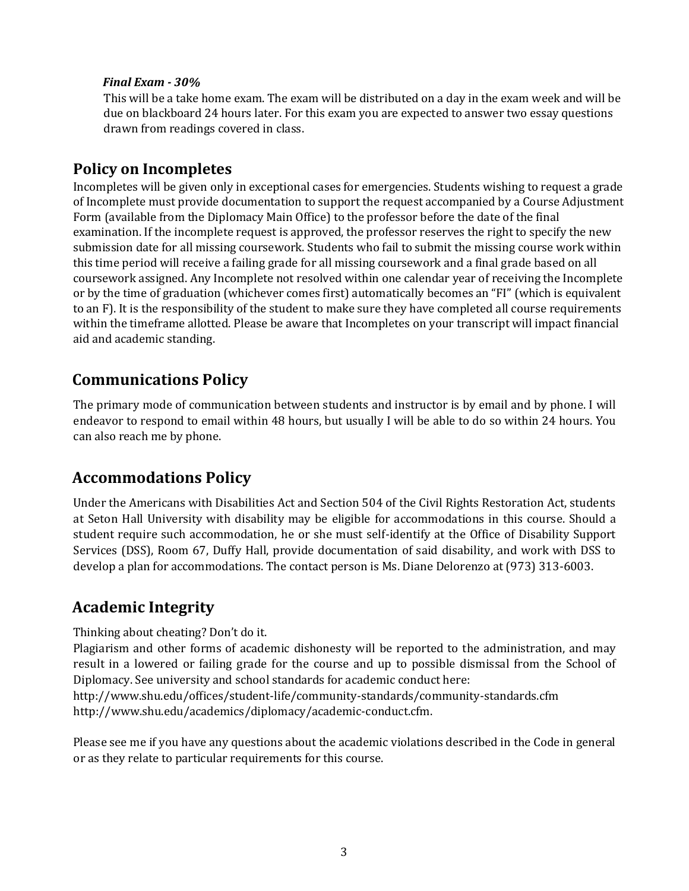***Final Exam - 30%***

This will be a take home exam. The exam will be distributed on a day in the exam week and will be due on blackboard 24 hours later. For this exam you are expected to answer two essay questions drawn from readings covered in class.

## Policy on Incompletes

Incompletes will be given only in exceptional cases for emergencies. Students wishing to request a grade of Incomplete must provide documentation to support the request accompanied by a Course Adjustment Form (available from the Diplomacy Main Office) to the professor before the date of the final examination. If the incomplete request is approved, the professor reserves the right to specify the new submission date for all missing coursework. Students who fail to submit the missing course work within this time period will receive a failing grade for all missing coursework and a final grade based on all coursework assigned. Any Incomplete not resolved within one calendar year of receiving the Incomplete or by the time of graduation (whichever comes first) automatically becomes an "FI" (which is equivalent to an F). It is the responsibility of the student to make sure they have completed all course requirements within the timeframe allotted. Please be aware that Incompletes on your transcript will impact financial aid and academic standing.

## Communications Policy

The primary mode of communication between students and instructor is by email and by phone. I will endeavor to respond to email within 48 hours, but usually I will be able to do so within 24 hours. You can also reach me by phone.

## Accommodations Policy

Under the Americans with Disabilities Act and Section 504 of the Civil Rights Restoration Act, students at Seton Hall University with disability may be eligible for accommodations in this course. Should a student require such accommodation, he or she must self-identify at the Office of Disability Support Services (DSS), Room 67, Duffy Hall, provide documentation of said disability, and work with DSS to develop a plan for accommodations. The contact person is Ms. Diane Delorenzo at (973) 313-6003.

## Academic Integrity

Thinking about cheating? Don't do it.
Plagiarism and other forms of academic dishonesty will be reported to the administration, and may result in a lowered or failing grade for the course and up to possible dismissal from the School of Diplomacy. See university and school standards for academic conduct here:
http://www.shu.edu/offices/student-life/community-standards/community-standards.cfm
http://www.shu.edu/academics/diplomacy/academic-conduct.cfm.

Please see me if you have any questions about the academic violations described in the Code in general or as they relate to particular requirements for this course.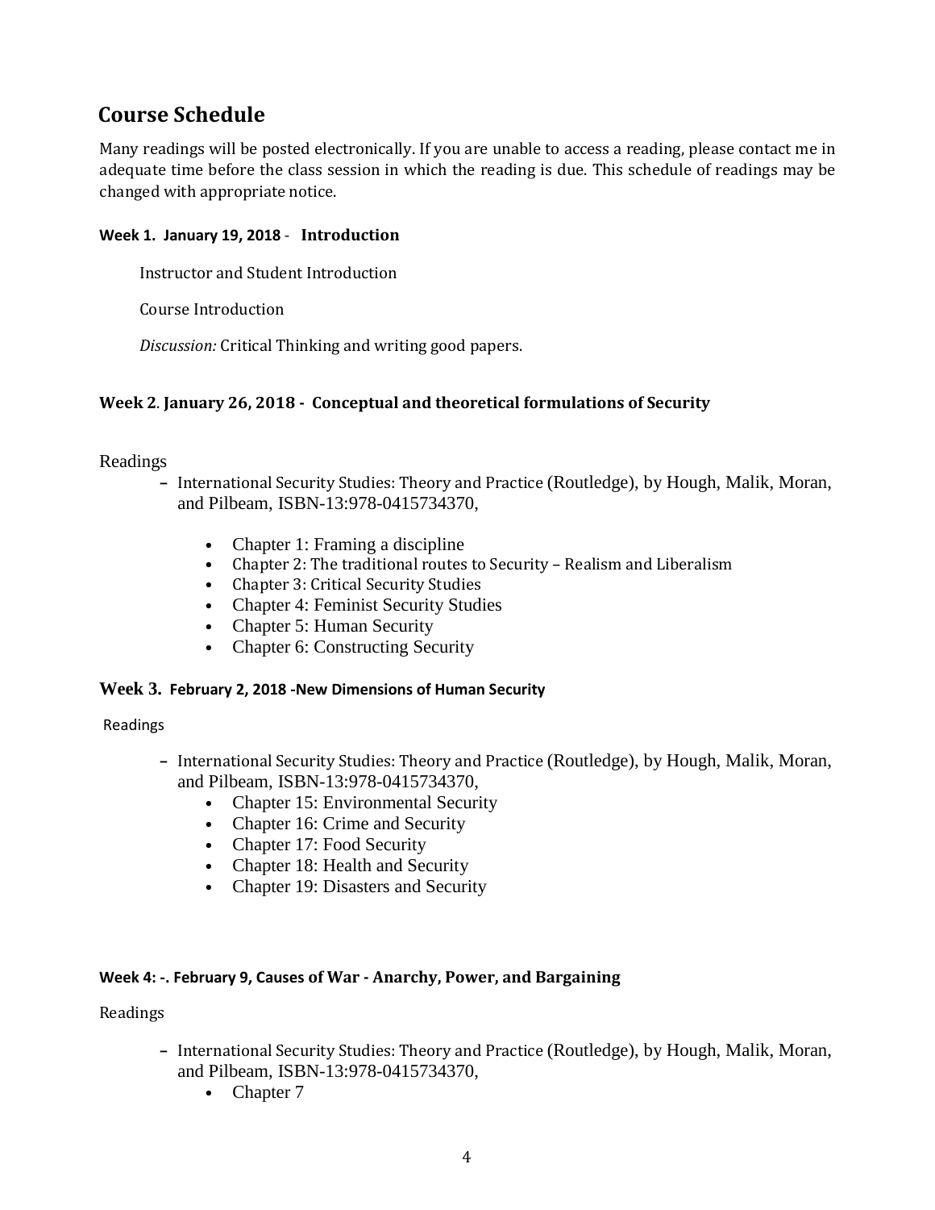## Course Schedule

Many readings will be posted electronically. If you are unable to access a reading, please contact me in adequate time before the class session in which the reading is due. This schedule of readings may be changed with appropriate notice.

#### Week 1. January 19, 2018 - Introduction

Instructor and Student Introduction

Course Introduction

*Discussion:* Critical Thinking and writing good papers.

#### Week 2. January 26, 2018 - Conceptual and theoretical formulations of Security

Readings

- International Security Studies: Theory and Practice (Routledge), by Hough, Malik, Moran, and Pilbeam, ISBN-13:978-0415734370,
    - Chapter 1: Framing a discipline
    - Chapter 2: The traditional routes to Security – Realism and Liberalism
    - Chapter 3: Critical Security Studies
    - Chapter 4: Feminist Security Studies
    - Chapter 5: Human Security
    - Chapter 6: Constructing Security

#### Week 3. February 2, 2018 -New Dimensions of Human Security

Readings

- International Security Studies: Theory and Practice (Routledge), by Hough, Malik, Moran, and Pilbeam, ISBN-13:978-0415734370,
    - Chapter 15: Environmental Security
    - Chapter 16: Crime and Security
    - Chapter 17: Food Security
    - Chapter 18: Health and Security
    - Chapter 19: Disasters and Security

#### Week 4: -. February 9, Causes of War - Anarchy, Power, and Bargaining

Readings

- International Security Studies: Theory and Practice (Routledge), by Hough, Malik, Moran, and Pilbeam, ISBN-13:978-0415734370,
    - Chapter 7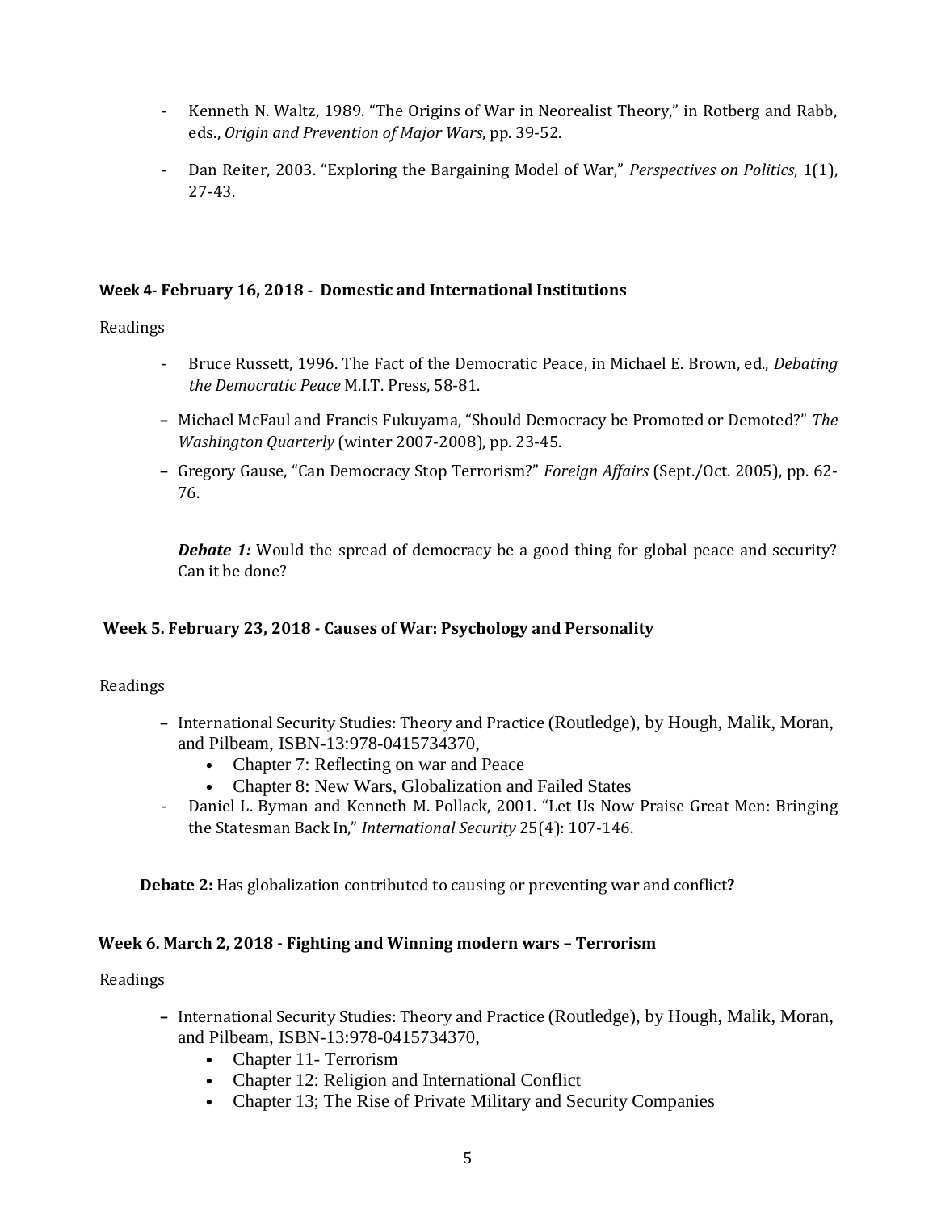- Kenneth N. Waltz, 1989. "The Origins of War in Neorealist Theory," in Rotberg and Rabb, eds., *Origin and Prevention of Major Wars*, pp. 39-52.
- Dan Reiter, 2003. "Exploring the Bargaining Model of War," *Perspectives on Politics*, 1(1), 27-43.

### Week 4- February 16, 2018 - Domestic and International Institutions

Readings

- Bruce Russett, 1996. The Fact of the Democratic Peace, in Michael E. Brown, ed., *Debating the Democratic Peace* M.I.T. Press, 58-81.
- Michael McFaul and Francis Fukuyama, "Should Democracy be Promoted or Demoted?" *The Washington Quarterly* (winter 2007-2008), pp. 23-45.
- Gregory Gause, "Can Democracy Stop Terrorism?" *Foreign Affairs* (Sept./Oct. 2005), pp. 62-76.

***Debate 1:*** Would the spread of democracy be a good thing for global peace and security? Can it be done?

### Week 5. February 23, 2018 - Causes of War: Psychology and Personality

Readings

- International Security Studies: Theory and Practice (Routledge), by Hough, Malik, Moran, and Pilbeam, ISBN-13:978-0415734370,
  - Chapter 7: Reflecting on war and Peace
  - Chapter 8: New Wars, Globalization and Failed States
- Daniel L. Byman and Kenneth M. Pollack, 2001. "Let Us Now Praise Great Men: Bringing the Statesman Back In," *International Security* 25(4): 107-146.

**Debate 2:** Has globalization contributed to causing or preventing war and conflict**?**

### Week 6. March 2, 2018 - Fighting and Winning modern wars – Terrorism

Readings

- International Security Studies: Theory and Practice (Routledge), by Hough, Malik, Moran, and Pilbeam, ISBN-13:978-0415734370,
  - Chapter 11- Terrorism
  - Chapter 12: Religion and International Conflict
  - Chapter 13; The Rise of Private Military and Security Companies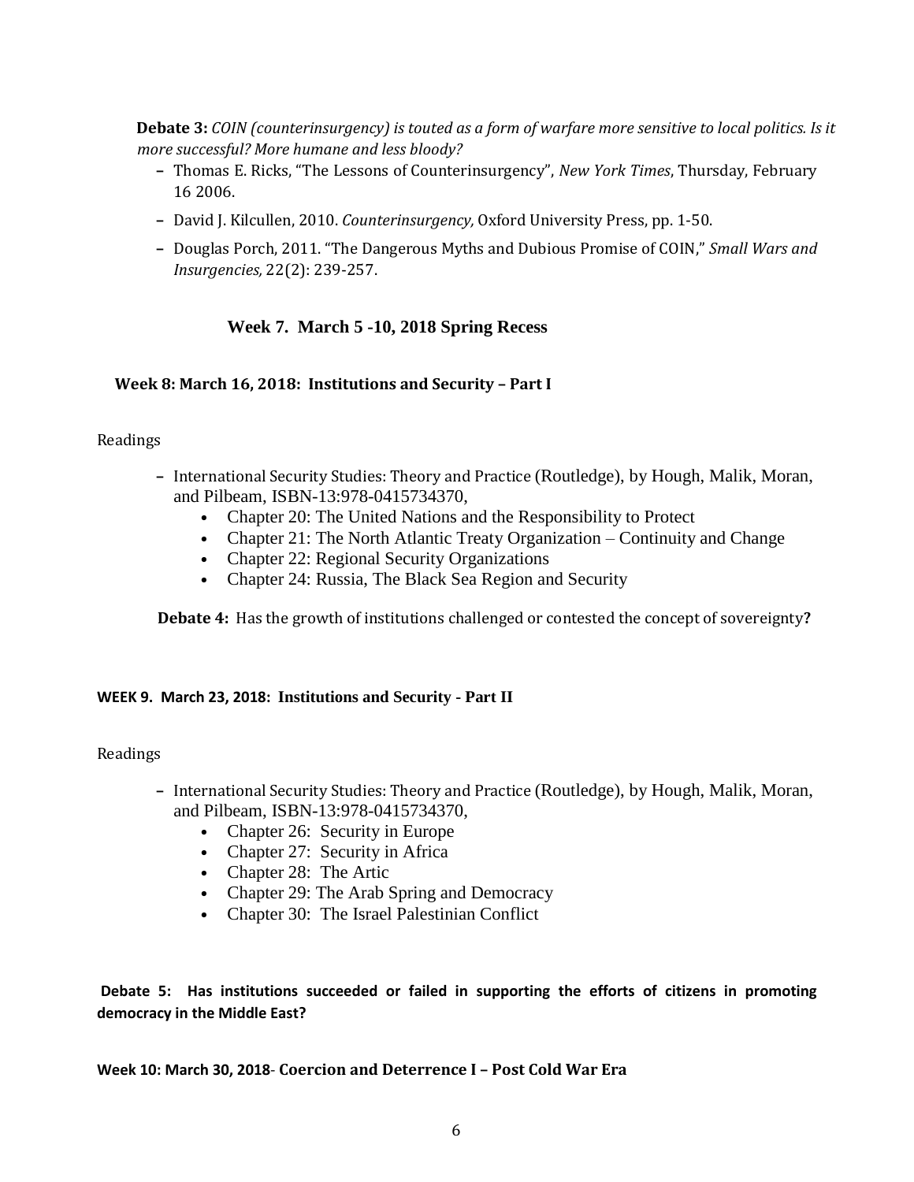**Debate 3:** *COIN (counterinsurgency) is touted as a form of warfare more sensitive to local politics. Is it more successful? More humane and less bloody?*

- Thomas E. Ricks, "The Lessons of Counterinsurgency", *New York Times*, Thursday, February 16 2006.
- David J. Kilcullen, 2010. *Counterinsurgency,* Oxford University Press, pp. 1-50.
- Douglas Porch, 2011. "The Dangerous Myths and Dubious Promise of COIN," *Small Wars and Insurgencies,* 22(2): 239-257.

## Week 7. March 5 -10, 2018 Spring Recess

### Week 8: March 16, 2018: Institutions and Security – Part I

Readings

- International Security Studies: Theory and Practice (Routledge), by Hough, Malik, Moran, and Pilbeam, ISBN-13:978-0415734370,
  - Chapter 20: The United Nations and the Responsibility to Protect
  - Chapter 21: The North Atlantic Treaty Organization – Continuity and Change
  - Chapter 22: Regional Security Organizations
  - Chapter 24: Russia, The Black Sea Region and Security

**Debate 4:** Has the growth of institutions challenged or contested the concept of sovereignty**?**

### WEEK 9. March 23, 2018: Institutions and Security - Part II

Readings

- International Security Studies: Theory and Practice (Routledge), by Hough, Malik, Moran, and Pilbeam, ISBN-13:978-0415734370,
  - Chapter 26: Security in Europe
  - Chapter 27: Security in Africa
  - Chapter 28: The Artic
  - Chapter 29: The Arab Spring and Democracy
  - Chapter 30: The Israel Palestinian Conflict

**Debate 5: Has institutions succeeded or failed in supporting the efforts of citizens in promoting democracy in the Middle East?**

### Week 10: March 30, 2018- Coercion and Deterrence I – Post Cold War Era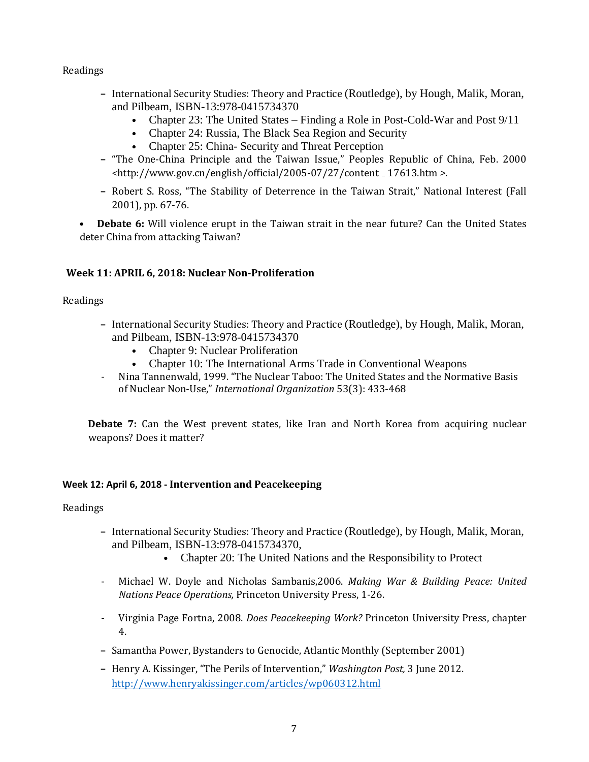Readings

- International Security Studies: Theory and Practice (Routledge), by Hough, Malik, Moran, and Pilbeam, ISBN-13:978-0415734370
  - Chapter 23: The United States – Finding a Role in Post-Cold-War and Post 9/11
  - Chapter 24: Russia, The Black Sea Region and Security
  - Chapter 25: China- Security and Threat Perception
- "The One-China Principle and the Taiwan Issue," Peoples Republic of China, Feb. 2000 <http://www.gov.cn/english/official/2005-07/27/content _ 17613.htm >.
- Robert S. Ross, "The Stability of Deterrence in the Taiwan Strait," National Interest (Fall 2001), pp. 67-76.

- **Debate 6:** Will violence erupt in the Taiwan strait in the near future? Can the United States deter China from attacking Taiwan?

### Week 11: APRIL 6, 2018: Nuclear Non-Proliferation

Readings

- International Security Studies: Theory and Practice (Routledge), by Hough, Malik, Moran, and Pilbeam, ISBN-13:978-0415734370
  - Chapter 9: Nuclear Proliferation
  - Chapter 10: The International Arms Trade in Conventional Weapons
- Nina Tannenwald, 1999. "The Nuclear Taboo: The United States and the Normative Basis of Nuclear Non-Use," *International Organization* 53(3): 433-468

**Debate 7:** Can the West prevent states, like Iran and North Korea from acquiring nuclear weapons? Does it matter?

### Week 12: April 6, 2018 - Intervention and Peacekeeping

Readings

- International Security Studies: Theory and Practice (Routledge), by Hough, Malik, Moran, and Pilbeam, ISBN-13:978-0415734370,
  - Chapter 20: The United Nations and the Responsibility to Protect
- Michael W. Doyle and Nicholas Sambanis,2006. *Making War & Building Peace: United Nations Peace Operations,* Princeton University Press, 1-26.
- Virginia Page Fortna, 2008. *Does Peacekeeping Work?* Princeton University Press, chapter 4.
- Samantha Power, Bystanders to Genocide, Atlantic Monthly (September 2001)
- Henry A. Kissinger, "The Perils of Intervention," *Washington Post,* 3 June 2012. http://www.henryakissinger.com/articles/wp060312.html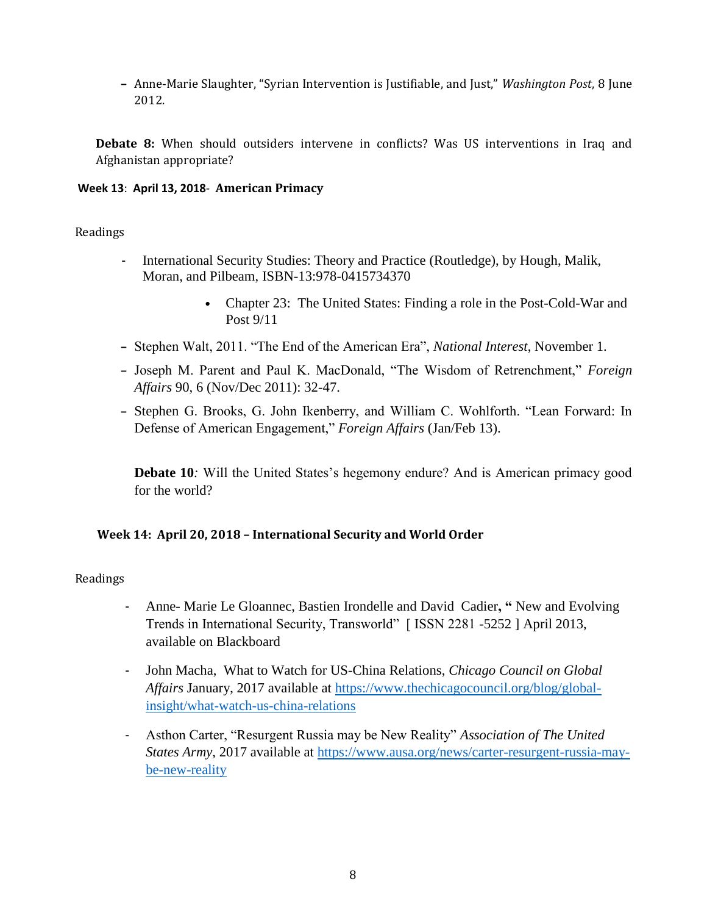- Anne-Marie Slaughter, "Syrian Intervention is Justifiable, and Just," *Washington Post*, 8 June 2012.

**Debate 8:** When should outsiders intervene in conflicts? Was US interventions in Iraq and Afghanistan appropriate?

**Week 13**: **April 13, 2018**- **American Primacy**

Readings

- International Security Studies: Theory and Practice (Routledge), by Hough, Malik, Moran, and Pilbeam, ISBN-13:978-0415734370
    - Chapter 23: The United States: Finding a role in the Post-Cold-War and Post 9/11
- Stephen Walt, 2011. "The End of the American Era", *National Interest*, November 1.
- Joseph M. Parent and Paul K. MacDonald, "The Wisdom of Retrenchment," *Foreign Affairs* 90, 6 (Nov/Dec 2011): 32-47.
- Stephen G. Brooks, G. John Ikenberry, and William C. Wohlforth. "Lean Forward: In Defense of American Engagement," *Foreign Affairs* (Jan/Feb 13).

**Debate 10***:* Will the United States's hegemony endure? And is American primacy good for the world?

**Week 14: April 20, 2018 – International Security and World Order**

Readings

- Anne- Marie Le Gloannec, Bastien Irondelle and David Cadier**, "** New and Evolving Trends in International Security, Transworld" [ ISSN 2281 -5252 ] April 2013, available on Blackboard
- John Macha, What to Watch for US-China Relations, *Chicago Council on Global Affairs* January, 2017 available at https://www.thechicagocouncil.org/blog/global-insight/what-watch-us-china-relations
- Asthon Carter, "Resurgent Russia may be New Reality" *Association of The United States Army*, 2017 available at https://www.ausa.org/news/carter-resurgent-russia-may-be-new-reality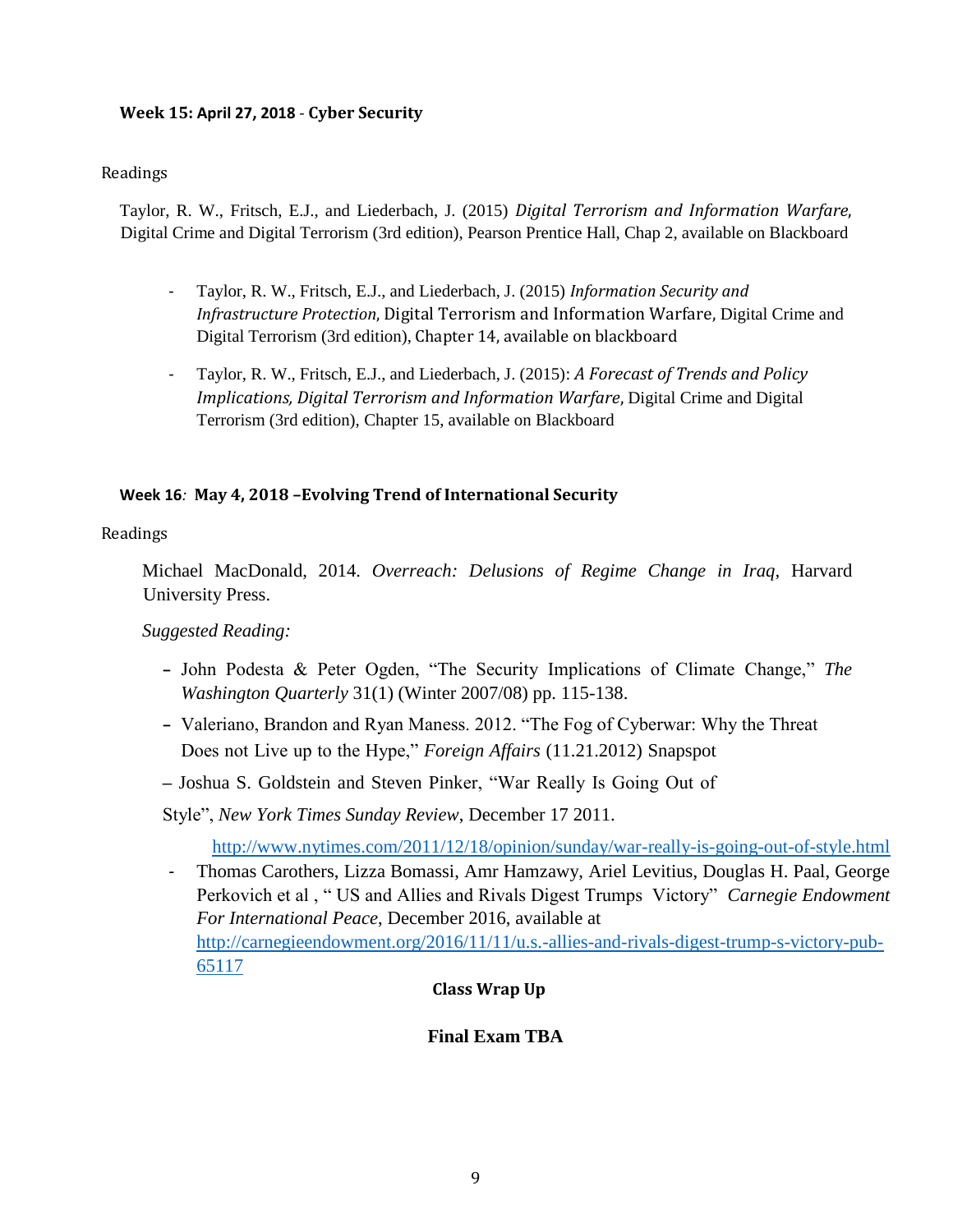**Week 15: April 27, 2018 - Cyber Security**

Readings

Taylor, R. W., Fritsch, E.J., and Liederbach, J. (2015) *Digital Terrorism and Information Warfare,* Digital Crime and Digital Terrorism (3rd edition), Pearson Prentice Hall, Chap 2, available on Blackboard

- Taylor, R. W., Fritsch, E.J., and Liederbach, J. (2015) *Information Security and Infrastructure Protection,* Digital Terrorism and Information Warfare, Digital Crime and Digital Terrorism (3rd edition), Chapter 14, available on blackboard
- Taylor, R. W., Fritsch, E.J., and Liederbach, J. (2015): *A Forecast of Trends and Policy Implications, Digital Terrorism and Information Warfare,* Digital Crime and Digital Terrorism (3rd edition), Chapter 15, available on Blackboard

**Week 16*:* May 4, 2018 –Evolving Trend of International Security**

Readings

Michael MacDonald, 2014. *Overreach: Delusions of Regime Change in Iraq*, Harvard University Press.

*Suggested Reading:*

- John Podesta & Peter Ogden, "The Security Implications of Climate Change," *The Washington Quarterly* 31(1) (Winter 2007/08) pp. 115-138.
- Valeriano, Brandon and Ryan Maness. 2012. "The Fog of Cyberwar: Why the Threat Does not Live up to the Hype," *Foreign Affairs* (11.21.2012) Snapspot
- Joshua S. Goldstein and Steven Pinker, "War Really Is Going Out of Style", *New York Times Sunday Review*, December 17 2011. http://www.nytimes.com/2011/12/18/opinion/sunday/war-really-is-going-out-of-style.html
- Thomas Carothers, Lizza Bomassi, Amr Hamzawy, Ariel Levitius, Douglas H. Paal, George Perkovich et al , " US and Allies and Rivals Digest Trumps Victory" *Carnegie Endowment For International Peace*, December 2016, available at http://carnegieendowment.org/2016/11/11/u.s.-allies-and-rivals-digest-trump-s-victory-pub-65117

**Class Wrap Up**

**Final Exam TBA**